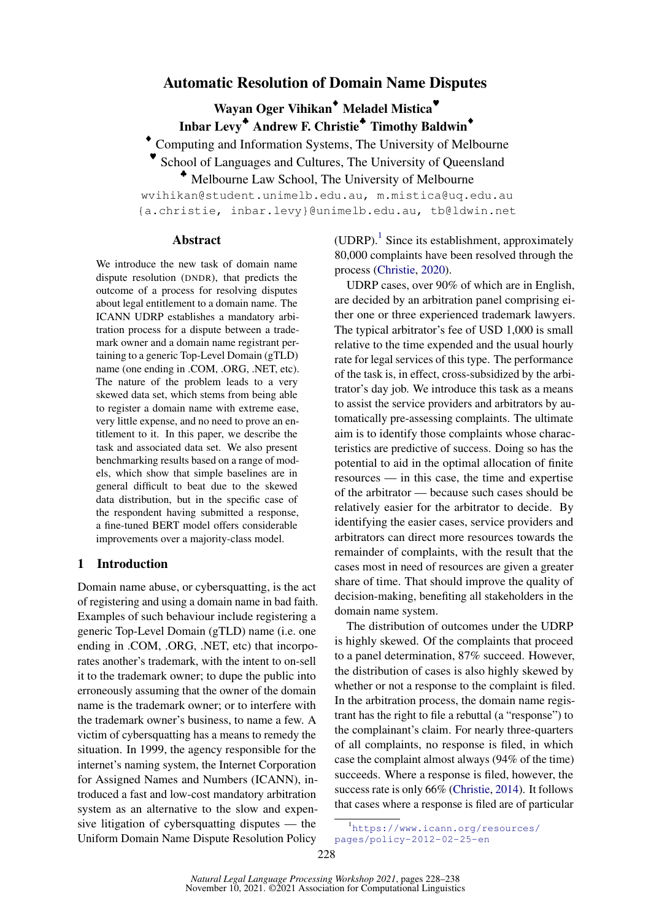# Automatic Resolution of Domain Name Disputes

**Wayan Oger Vihikan**[♦] **Meladel Mistica**[♥]
**Inbar Levy**[♣] **Andrew F. Christie**[♣] **Timothy Baldwin**[♦]

[♦] Computing and Information Systems, The University of Melbourne
[♥] School of Languages and Cultures, The University of Queensland
[♣] Melbourne Law School, The University of Melbourne

wvihikan@student.unimelb.edu.au, m.mistica@uq.edu.au
{a.christie, inbar.levy}@unimelb.edu.au, tb@ldwin.net

## Abstract

We introduce the new task of domain name dispute resolution (DNDR), that predicts the outcome of a process for resolving disputes about legal entitlement to a domain name. The ICANN UDRP establishes a mandatory arbitration process for a dispute between a trademark owner and a domain name registrant pertaining to a generic Top-Level Domain (gTLD) name (one ending in .COM, .ORG, .NET, etc). The nature of the problem leads to a very skewed data set, which stems from being able to register a domain name with extreme ease, very little expense, and no need to prove an entitlement to it. In this paper, we describe the task and associated data set. We also present benchmarking results based on a range of models, which show that simple baselines are in general difficult to beat due to the skewed data distribution, but in the specific case of the respondent having submitted a response, a fine-tuned BERT model offers considerable improvements over a majority-class model.

## 1 Introduction

Domain name abuse, or cybersquatting, is the act of registering and using a domain name in bad faith. Examples of such behaviour include registering a generic Top-Level Domain (gTLD) name (i.e. one ending in .COM, .ORG, .NET, etc) that incorporates another's trademark, with the intent to on-sell it to the trademark owner; to dupe the public into erroneously assuming that the owner of the domain name is the trademark owner; or to interfere with the trademark owner's business, to name a few. A victim of cybersquatting has a means to remedy the situation. In 1999, the agency responsible for the internet's naming system, the Internet Corporation for Assigned Names and Numbers (ICANN), introduced a fast and low-cost mandatory arbitration system as an alternative to the slow and expensive litigation of cybersquatting disputes — the Uniform Domain Name Dispute Resolution Policy (UDRP).[1] Since its establishment, approximately 80,000 complaints have been resolved through the process (Christie, 2020).

UDRP cases, over 90% of which are in English, are decided by an arbitration panel comprising either one or three experienced trademark lawyers. The typical arbitrator's fee of USD 1,000 is small relative to the time expended and the usual hourly rate for legal services of this type. The performance of the task is, in effect, cross-subsidized by the arbitrator's day job. We introduce this task as a means to assist the service providers and arbitrators by automatically pre-assessing complaints. The ultimate aim is to identify those complaints whose characteristics are predictive of success. Doing so has the potential to aid in the optimal allocation of finite resources — in this case, the time and expertise of the arbitrator — because such cases should be relatively easier for the arbitrator to decide. By identifying the easier cases, service providers and arbitrators can direct more resources towards the remainder of complaints, with the result that the cases most in need of resources are given a greater share of time. That should improve the quality of decision-making, benefiting all stakeholders in the domain name system.

The distribution of outcomes under the UDRP is highly skewed. Of the complaints that proceed to a panel determination, 87% succeed. However, the distribution of cases is also highly skewed by whether or not a response to the complaint is filed. In the arbitration process, the domain name registrant has the right to file a rebuttal (a "response") to the complainant's claim. For nearly three-quarters of all complaints, no response is filed, in which case the complaint almost always (94% of the time) succeeds. Where a response is filed, however, the success rate is only 66% (Christie, 2014). It follows that cases where a response is filed are of particular

[1] https://www.icann.org/resources/pages/policy-2012-02-25-en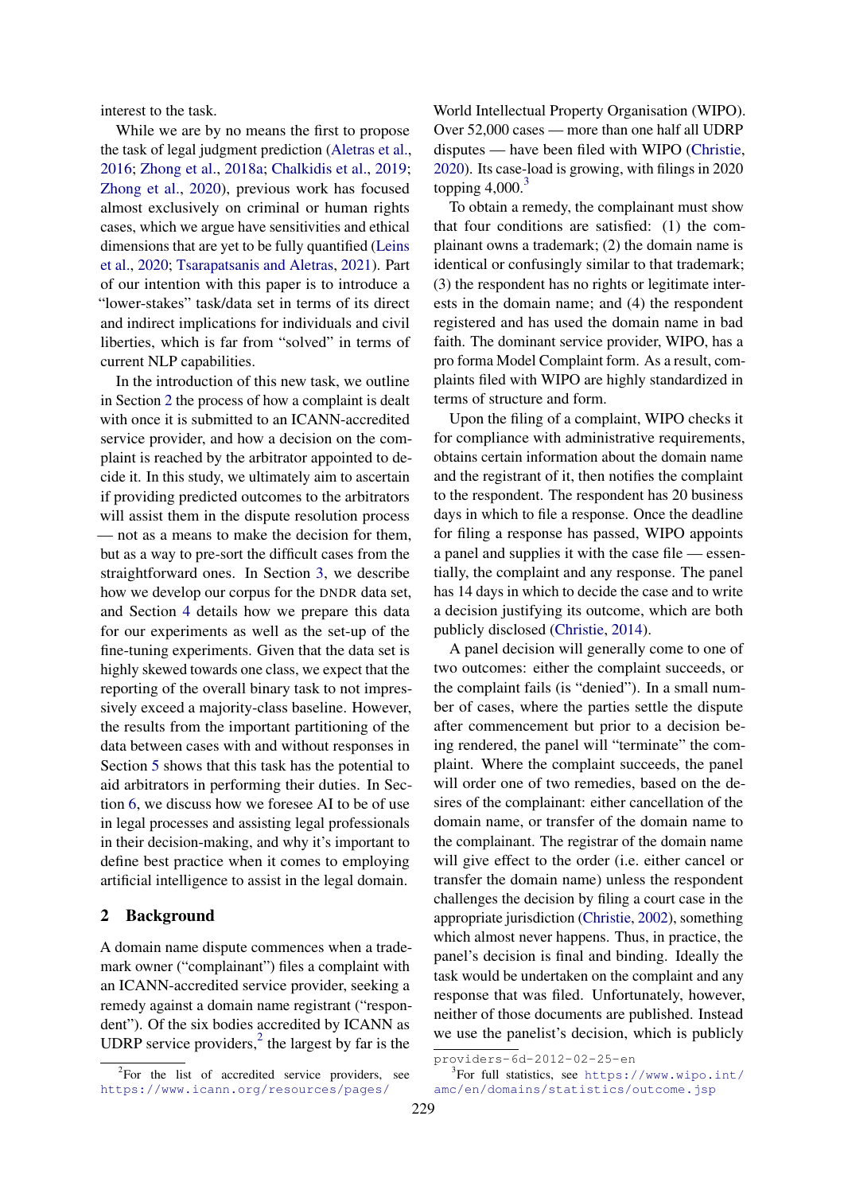interest to the task.

While we are by no means the first to propose the task of legal judgment prediction (Aletras et al., 2016; Zhong et al., 2018a; Chalkidis et al., 2019; Zhong et al., 2020), previous work has focused almost exclusively on criminal or human rights cases, which we argue have sensitivities and ethical dimensions that are yet to be fully quantified (Leins et al., 2020; Tsarapatsanis and Aletras, 2021). Part of our intention with this paper is to introduce a "lower-stakes" task/data set in terms of its direct and indirect implications for individuals and civil liberties, which is far from "solved" in terms of current NLP capabilities.

In the introduction of this new task, we outline in Section 2 the process of how a complaint is dealt with once it is submitted to an ICANN-accredited service provider, and how a decision on the complaint is reached by the arbitrator appointed to decide it. In this study, we ultimately aim to ascertain if providing predicted outcomes to the arbitrators will assist them in the dispute resolution process — not as a means to make the decision for them, but as a way to pre-sort the difficult cases from the straightforward ones. In Section 3, we describe how we develop our corpus for the DNDR data set, and Section 4 details how we prepare this data for our experiments as well as the set-up of the fine-tuning experiments. Given that the data set is highly skewed towards one class, we expect that the reporting of the overall binary task to not impressively exceed a majority-class baseline. However, the results from the important partitioning of the data between cases with and without responses in Section 5 shows that this task has the potential to aid arbitrators in performing their duties. In Section 6, we discuss how we foresee AI to be of use in legal processes and assisting legal professionals in their decision-making, and why it's important to define best practice when it comes to employing artificial intelligence to assist in the legal domain.

## 2 Background

A domain name dispute commences when a trademark owner ("complainant") files a complaint with an ICANN-accredited service provider, seeking a remedy against a domain name registrant ("respondent"). Of the six bodies accredited by ICANN as UDRP service providers,[2] the largest by far is the World Intellectual Property Organisation (WIPO). Over 52,000 cases — more than one half all UDRP disputes — have been filed with WIPO (Christie, 2020). Its case-load is growing, with filings in 2020 topping 4,000.[3]

To obtain a remedy, the complainant must show that four conditions are satisfied: (1) the complainant owns a trademark; (2) the domain name is identical or confusingly similar to that trademark; (3) the respondent has no rights or legitimate interests in the domain name; and (4) the respondent registered and has used the domain name in bad faith. The dominant service provider, WIPO, has a pro forma Model Complaint form. As a result, complaints filed with WIPO are highly standardized in terms of structure and form.

Upon the filing of a complaint, WIPO checks it for compliance with administrative requirements, obtains certain information about the domain name and the registrant of it, then notifies the complaint to the respondent. The respondent has 20 business days in which to file a response. Once the deadline for filing a response has passed, WIPO appoints a panel and supplies it with the case file — essentially, the complaint and any response. The panel has 14 days in which to decide the case and to write a decision justifying its outcome, which are both publicly disclosed (Christie, 2014).

A panel decision will generally come to one of two outcomes: either the complaint succeeds, or the complaint fails (is "denied"). In a small number of cases, where the parties settle the dispute after commencement but prior to a decision being rendered, the panel will "terminate" the complaint. Where the complaint succeeds, the panel will order one of two remedies, based on the desires of the complainant: either cancellation of the domain name, or transfer of the domain name to the complainant. The registrar of the domain name will give effect to the order (i.e. either cancel or transfer the domain name) unless the respondent challenges the decision by filing a court case in the appropriate jurisdiction (Christie, 2002), something which almost never happens. Thus, in practice, the panel's decision is final and binding. Ideally the task would be undertaken on the complaint and any response that was filed. Unfortunately, however, neither of those documents are published. Instead we use the panelist's decision, which is publicly

[2]For the list of accredited service providers, see https://www.icann.org/resources/pages/providers-6d-2012-02-25-en

[3]For full statistics, see https://www.wipo.int/amc/en/domains/statistics/outcome.jsp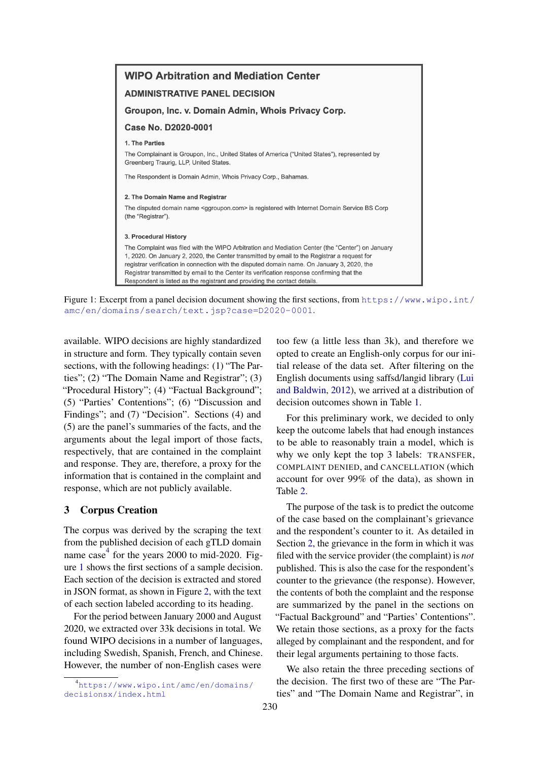WIPO Arbitration and Mediation Center

ADMINISTRATIVE PANEL DECISION

Groupon, Inc. v. Domain Admin, Whois Privacy Corp.

Case No. D2020-0001

1. The Parties

The Complainant is Groupon, Inc., United States of America ("United States"), represented by Greenberg Traurig, LLP, United States.

The Respondent is Domain Admin, Whois Privacy Corp., Bahamas.

2. The Domain Name and Registrar

The disputed domain name <ggroupon.com> is registered with Internet Domain Service BS Corp (the "Registrar").

3. Procedural History

The Complaint was filed with the WIPO Arbitration and Mediation Center (the "Center") on January 1, 2020. On January 2, 2020, the Center transmitted by email to the Registrar a request for registrar verification in connection with the disputed domain name. On January 3, 2020, the Registrar transmitted by email to the Center its verification response confirming that the Respondent is listed as the registrant and providing the contact details.

Figure 1: Excerpt from a panel decision document showing the first sections, from https://www.wipo.int/amc/en/domains/search/text.jsp?case=D2020-0001.

available. WIPO decisions are highly standardized in structure and form. They typically contain seven sections, with the following headings: (1) "The Parties"; (2) "The Domain Name and Registrar"; (3) "Procedural History"; (4) "Factual Background"; (5) "Parties' Contentions"; (6) "Discussion and Findings"; and (7) "Decision". Sections (4) and (5) are the panel's summaries of the facts, and the arguments about the legal import of those facts, respectively, that are contained in the complaint and response. They are, therefore, a proxy for the information that is contained in the complaint and response, which are not publicly available.

## 3 Corpus Creation

The corpus was derived by the scraping the text from the published decision of each gTLD domain name case[4] for the years 2000 to mid-2020. Figure 1 shows the first sections of a sample decision. Each section of the decision is extracted and stored in JSON format, as shown in Figure 2, with the text of each section labeled according to its heading.

For the period between January 2000 and August 2020, we extracted over 33k decisions in total. We found WIPO decisions in a number of languages, including Swedish, Spanish, French, and Chinese. However, the number of non-English cases were too few (a little less than 3k), and therefore we opted to create an English-only corpus for our initial release of the data set. After filtering on the English documents using saffsd/langid library (Lui and Baldwin, 2012), we arrived at a distribution of decision outcomes shown in Table 1.

For this preliminary work, we decided to only keep the outcome labels that had enough instances to be able to reasonably train a model, which is why we only kept the top 3 labels: TRANSFER, COMPLAINT DENIED, and CANCELLATION (which account for over 99% of the data), as shown in Table 2.

The purpose of the task is to predict the outcome of the case based on the complainant's grievance and the respondent's counter to it. As detailed in Section 2, the grievance in the form in which it was filed with the service provider (the complaint) is *not* published. This is also the case for the respondent's counter to the grievance (the response). However, the contents of both the complaint and the response are summarized by the panel in the sections on "Factual Background" and "Parties' Contentions". We retain those sections, as a proxy for the facts alleged by complainant and the respondent, and for their legal arguments pertaining to those facts.

We also retain the three preceding sections of the decision. The first two of these are "The Parties" and "The Domain Name and Registrar", in

[4] https://www.wipo.int/amc/en/domains/decisionsx/index.html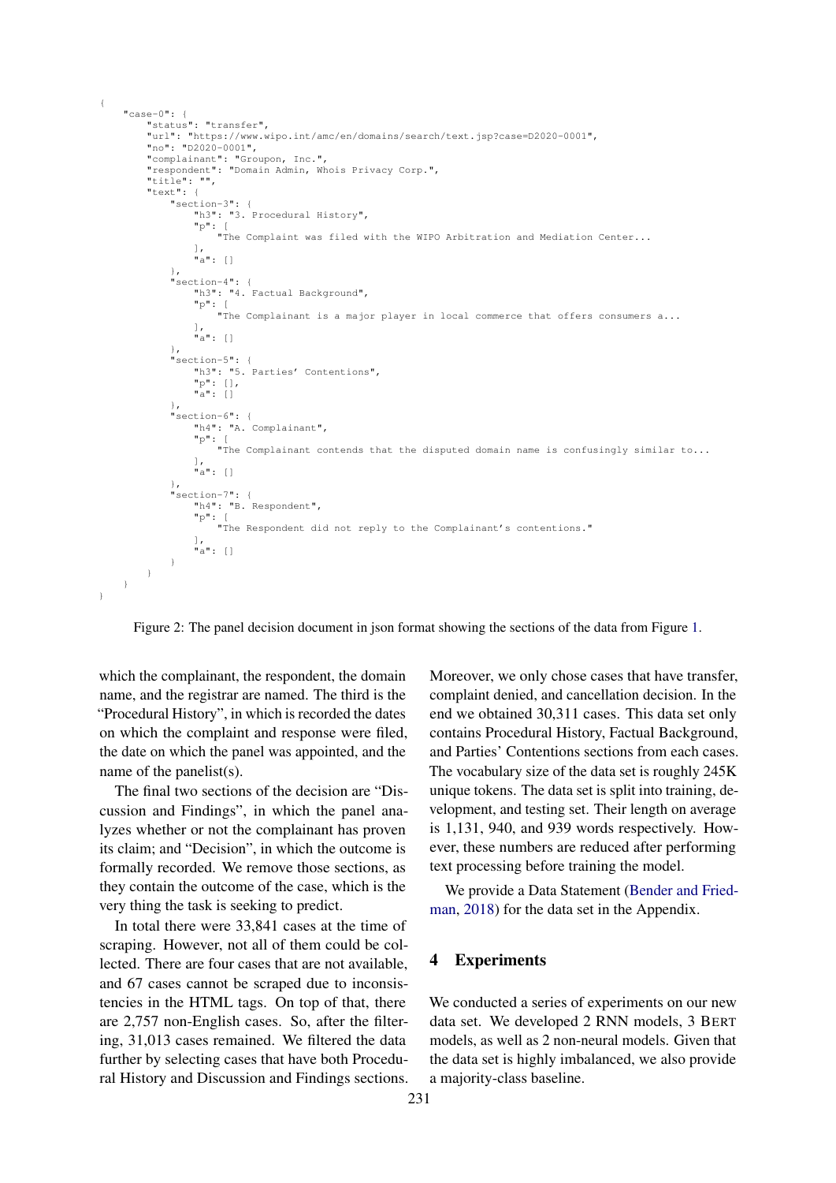```
{
    "case-0": {
        "status": "transfer",
        "url": "https://www.wipo.int/amc/en/domains/search/text.jsp?case=D2020-0001",
        "no": "D2020-0001",
        "complainant": "Groupon, Inc.",
        "respondent": "Domain Admin, Whois Privacy Corp.",
        "title": "",
        "text": {
            "section-3": {
                "h3": "3. Procedural History",
                "p": [
                    "The Complaint was filed with the WIPO Arbitration and Mediation Center...
                ],
                "a": []
            },
            "section-4": {
                "h3": "4. Factual Background",
                "p": [
                    "The Complainant is a major player in local commerce that offers consumers a...
                ],
                "a": []
            },
            "section-5": {
                "h3": "5. Parties' Contentions",
                "p": [],
                "a": []
            },
            "section-6": {
                "h4": "A. Complainant",
                "p": [
                    "The Complainant contends that the disputed domain name is confusingly similar to...
                ],
                "a": []
            },
            "section-7": {
                "h4": "B. Respondent",
                "p": [
                    "The Respondent did not reply to the Complainant's contentions."
                ],
                "a": []
            }
        }
    }
}
```

Figure 2: The panel decision document in json format showing the sections of the data from Figure 1.

which the complainant, the respondent, the domain name, and the registrar are named. The third is the "Procedural History", in which is recorded the dates on which the complaint and response were filed, the date on which the panel was appointed, and the name of the panelist(s).

The final two sections of the decision are "Discussion and Findings", in which the panel analyzes whether or not the complainant has proven its claim; and "Decision", in which the outcome is formally recorded. We remove those sections, as they contain the outcome of the case, which is the very thing the task is seeking to predict.

In total there were 33,841 cases at the time of scraping. However, not all of them could be collected. There are four cases that are not available, and 67 cases cannot be scraped due to inconsistencies in the HTML tags. On top of that, there are 2,757 non-English cases. So, after the filtering, 31,013 cases remained. We filtered the data further by selecting cases that have both Procedural History and Discussion and Findings sections. Moreover, we only chose cases that have transfer, complaint denied, and cancellation decision. In the end we obtained 30,311 cases. This data set only contains Procedural History, Factual Background, and Parties' Contentions sections from each cases. The vocabulary size of the data set is roughly 245K unique tokens. The data set is split into training, development, and testing set. Their length on average is 1,131, 940, and 939 words respectively. However, these numbers are reduced after performing text processing before training the model.

We provide a Data Statement (Bender and Friedman, 2018) for the data set in the Appendix.

## 4 Experiments

We conducted a series of experiments on our new data set. We developed 2 RNN models, 3 BERT models, as well as 2 non-neural models. Given that the data set is highly imbalanced, we also provide a majority-class baseline.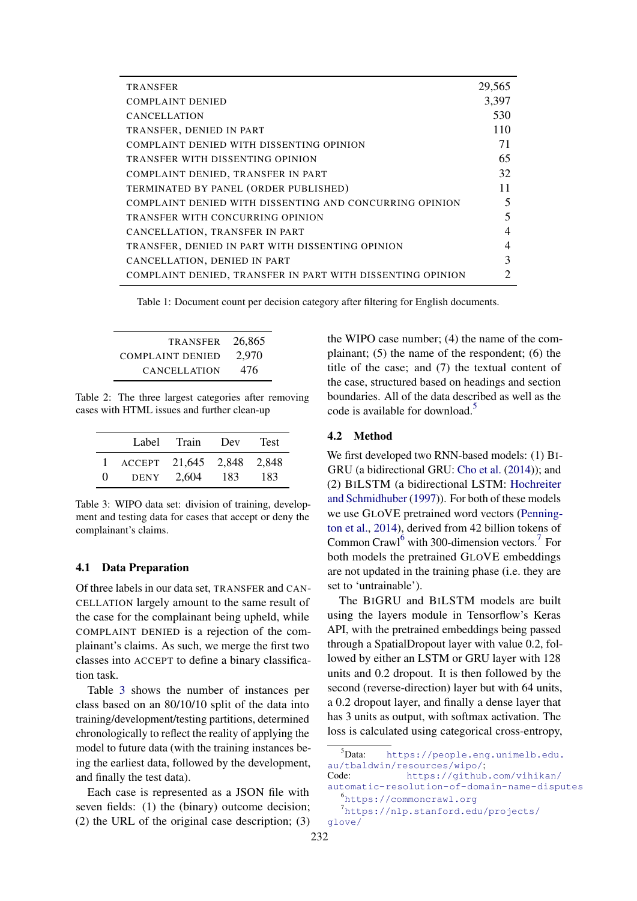| | |
|---|---|
| TRANSFER | 29,565 |
| COMPLAINT DENIED | 3,397 |
| CANCELLATION | 530 |
| TRANSFER, DENIED IN PART | 110 |
| COMPLAINT DENIED WITH DISSENTING OPINION | 71 |
| TRANSFER WITH DISSENTING OPINION | 65 |
| COMPLAINT DENIED, TRANSFER IN PART | 32 |
| TERMINATED BY PANEL (ORDER PUBLISHED) | 11 |
| COMPLAINT DENIED WITH DISSENTING AND CONCURRING OPINION | 5 |
| TRANSFER WITH CONCURRING OPINION | 5 |
| CANCELLATION, TRANSFER IN PART | 4 |
| TRANSFER, DENIED IN PART WITH DISSENTING OPINION | 4 |
| CANCELLATION, DENIED IN PART | 3 |
| COMPLAINT DENIED, TRANSFER IN PART WITH DISSENTING OPINION | 2 |

Table 1: Document count per decision category after filtering for English documents.

| | |
|---|---|
| TRANSFER | 26,865 |
| COMPLAINT DENIED | 2,970 |
| CANCELLATION | 476 |

Table 2: The three largest categories after removing cases with HTML issues and further clean-up

| | Label | Train | Dev | Test |
|---|---|---|---|---|
| 1 | ACCEPT | 21,645 | 2,848 | 2,848 |
| 0 | DENY | 2,604 | 183 | 183 |

Table 3: WIPO data set: division of training, development and testing data for cases that accept or deny the complainant's claims.

### 4.1 Data Preparation

Of three labels in our data set, TRANSFER and CANCELLATION largely amount to the same result of the case for the complainant being upheld, while COMPLAINT DENIED is a rejection of the complainant's claims. As such, we merge the first two classes into ACCEPT to define a binary classification task.

Table 3 shows the number of instances per class based on an 80/10/10 split of the data into training/development/testing partitions, determined chronologically to reflect the reality of applying the model to future data (with the training instances being the earliest data, followed by the development, and finally the test data).

Each case is represented as a JSON file with seven fields: (1) the (binary) outcome decision; (2) the URL of the original case description; (3) the WIPO case number; (4) the name of the complainant; (5) the name of the respondent; (6) the title of the case; and (7) the textual content of the case, structured based on headings and section boundaries. All of the data described as well as the code is available for download.[5]

### 4.2 Method

We first developed two RNN-based models: (1) BIGRU (a bidirectional GRU: Cho et al. (2014)); and (2) BILSTM (a bidirectional LSTM: Hochreiter and Schmidhuber (1997)). For both of these models we use GLOVE pretrained word vectors (Pennington et al., 2014), derived from 42 billion tokens of Common Crawl[6] with 300-dimension vectors.[7] For both models the pretrained GLOVE embeddings are not updated in the training phase (i.e. they are set to 'untrainable').

The BIGRU and BILSTM models are built using the layers module in Tensorflow's Keras API, with the pretrained embeddings being passed through a SpatialDropout layer with value 0.2, followed by either an LSTM or GRU layer with 128 units and 0.2 dropout. It is then followed by the second (reverse-direction) layer but with 64 units, a 0.2 dropout layer, and finally a dense layer that has 3 units as output, with softmax activation. The loss is calculated using categorical cross-entropy,

[5] Data: https://people.eng.unimelb.edu.au/tbaldwin/resources/wipo/; Code: https://github.com/vihikan/automatic-resolution-of-domain-name-disputes

[6] https://commoncrawl.org

[7] https://nlp.stanford.edu/projects/glove/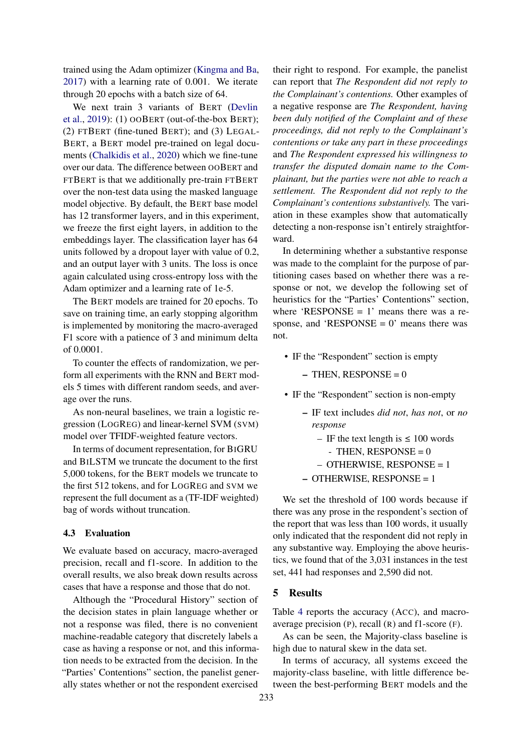trained using the Adam optimizer (Kingma and Ba, 2017) with a learning rate of 0.001. We iterate through 20 epochs with a batch size of 64.

We next train 3 variants of BERT (Devlin et al., 2019): (1) OOBERT (out-of-the-box BERT); (2) FTBERT (fine-tuned BERT); and (3) LEGAL-BERT, a BERT model pre-trained on legal documents (Chalkidis et al., 2020) which we fine-tune over our data. The difference between OOBERT and FTBERT is that we additionally pre-train FTBERT over the non-test data using the masked language model objective. By default, the BERT base model has 12 transformer layers, and in this experiment, we freeze the first eight layers, in addition to the embeddings layer. The classification layer has 64 units followed by a dropout layer with value of 0.2, and an output layer with 3 units. The loss is once again calculated using cross-entropy loss with the Adam optimizer and a learning rate of 1e-5.

The BERT models are trained for 20 epochs. To save on training time, an early stopping algorithm is implemented by monitoring the macro-averaged F1 score with a patience of 3 and minimum delta of 0.0001.

To counter the effects of randomization, we perform all experiments with the RNN and BERT models 5 times with different random seeds, and average over the runs.

As non-neural baselines, we train a logistic regression (LOGREG) and linear-kernel SVM (SVM) model over TFIDF-weighted feature vectors.

In terms of document representation, for BIGRU and BILSTM we truncate the document to the first 5,000 tokens, for the BERT models we truncate to the first 512 tokens, and for LOGREG and SVM we represent the full document as a (TF-IDF weighted) bag of words without truncation.

### 4.3 Evaluation

We evaluate based on accuracy, macro-averaged precision, recall and f1-score. In addition to the overall results, we also break down results across cases that have a response and those that do not.

Although the "Procedural History" section of the decision states in plain language whether or not a response was filed, there is no convenient machine-readable category that discretely labels a case as having a response or not, and this information needs to be extracted from the decision. In the "Parties' Contentions" section, the panelist generally states whether or not the respondent exercised their right to respond. For example, the panelist can report that *The Respondent did not reply to the Complainant's contentions.* Other examples of a negative response are *The Respondent, having been duly notified of the Complaint and of these proceedings, did not reply to the Complainant's contentions or take any part in these proceedings* and *The Respondent expressed his willingness to transfer the disputed domain name to the Complainant, but the parties were not able to reach a settlement. The Respondent did not reply to the Complainant's contentions substantively.* The variation in these examples show that automatically detecting a non-response isn't entirely straightforward.

In determining whether a substantive response was made to the complaint for the purpose of partitioning cases based on whether there was a response or not, we develop the following set of heuristics for the "Parties' Contentions" section, where 'RESPONSE = 1' means there was a response, and 'RESPONSE = 0' means there was not.

- IF the "Respondent" section is empty
  - THEN, RESPONSE = 0
- IF the "Respondent" section is non-empty
  - IF text includes *did not*, *has not*, or *no response*
    - IF the text length is ≤ 100 words
      - THEN, RESPONSE = 0
    - OTHERWISE, RESPONSE = 1
  - OTHERWISE, RESPONSE = 1

We set the threshold of 100 words because if there was any prose in the respondent's section of the report that was less than 100 words, it usually only indicated that the respondent did not reply in any substantive way. Employing the above heuristics, we found that of the 3,031 instances in the test set, 441 had responses and 2,590 did not.

## 5 Results

Table 4 reports the accuracy (ACC), and macro-average precision (P), recall (R) and f1-score (F).

As can be seen, the Majority-class baseline is high due to natural skew in the data set.

In terms of accuracy, all systems exceed the majority-class baseline, with little difference between the best-performing BERT models and the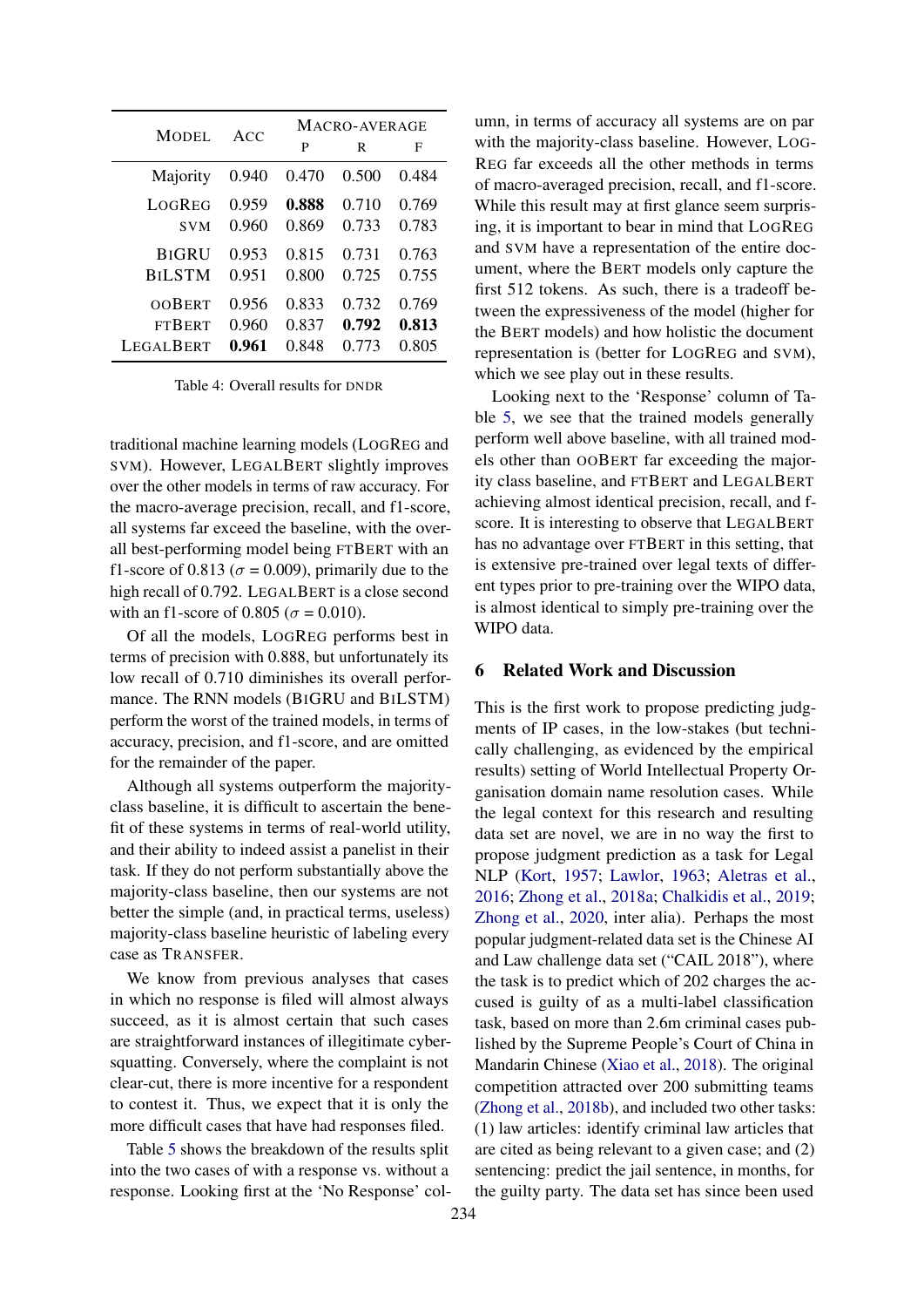| Model | Acc | Macro-average | | |
|---|---|---|---|---|
| | | P | R | F |
| Majority | 0.940 | 0.470 | 0.500 | 0.484 |
| LogReg | 0.959 | **0.888** | 0.710 | 0.769 |
| SVM | 0.960 | 0.869 | 0.733 | 0.783 |
| BiGRU | 0.953 | 0.815 | 0.731 | 0.763 |
| BiLSTM | 0.951 | 0.800 | 0.725 | 0.755 |
| ooBERT | 0.956 | 0.833 | 0.732 | 0.769 |
| ftBERT | 0.960 | 0.837 | **0.792** | **0.813** |
| LegalBERT | **0.961** | 0.848 | 0.773 | 0.805 |

Table 4: Overall results for DNDR

traditional machine learning models (LogReg and SVM). However, LegalBERT slightly improves over the other models in terms of raw accuracy. For the macro-average precision, recall, and f1-score, all systems far exceed the baseline, with the overall best-performing model being ftBERT with an f1-score of 0.813 ($\sigma = 0.009$), primarily due to the high recall of 0.792. LegalBERT is a close second with an f1-score of 0.805 ($\sigma = 0.010$).

Of all the models, LogReg performs best in terms of precision with 0.888, but unfortunately its low recall of 0.710 diminishes its overall performance. The RNN models (BiGRU and BiLSTM) perform the worst of the trained models, in terms of accuracy, precision, and f1-score, and are omitted for the remainder of the paper.

Although all systems outperform the majority-class baseline, it is difficult to ascertain the benefit of these systems in terms of real-world utility, and their ability to indeed assist a panelist in their task. If they do not perform substantially above the majority-class baseline, then our systems are not better the simple (and, in practical terms, useless) majority-class baseline heuristic of labeling every case as Transfer.

We know from previous analyses that cases in which no response is filed will almost always succeed, as it is almost certain that such cases are straightforward instances of illegitimate cybersquatting. Conversely, where the complaint is not clear-cut, there is more incentive for a respondent to contest it. Thus, we expect that it is only the more difficult cases that have had responses filed.

Table 5 shows the breakdown of the results split into the two cases of with a response vs. without a response. Looking first at the 'No Response' column, in terms of accuracy all systems are on par with the majority-class baseline. However, LogReg far exceeds all the other methods in terms of macro-averaged precision, recall, and f1-score. While this result may at first glance seem surprising, it is important to bear in mind that LogReg and SVM have a representation of the entire document, where the BERT models only capture the first 512 tokens. As such, there is a tradeoff between the expressiveness of the model (higher for the BERT models) and how holistic the document representation is (better for LogReg and SVM), which we see play out in these results.

Looking next to the 'Response' column of Table 5, we see that the trained models generally perform well above baseline, with all trained models other than ooBERT far exceeding the majority class baseline, and ftBERT and LegalBERT achieving almost identical precision, recall, and f-score. It is interesting to observe that LegalBERT has no advantage over ftBERT in this setting, that is extensive pre-trained over legal texts of different types prior to pre-training over the WIPO data, is almost identical to simply pre-training over the WIPO data.

## 6 Related Work and Discussion

This is the first work to propose predicting judgments of IP cases, in the low-stakes (but technically challenging, as evidenced by the empirical results) setting of World Intellectual Property Organisation domain name resolution cases. While the legal context for this research and resulting data set are novel, we are in no way the first to propose judgment prediction as a task for Legal NLP (Kort, 1957; Lawlor, 1963; Aletras et al., 2016; Zhong et al., 2018a; Chalkidis et al., 2019; Zhong et al., 2020, inter alia). Perhaps the most popular judgment-related data set is the Chinese AI and Law challenge data set ("CAIL 2018"), where the task is to predict which of 202 charges the accused is guilty of as a multi-label classification task, based on more than 2.6m criminal cases published by the Supreme People's Court of China in Mandarin Chinese (Xiao et al., 2018). The original competition attracted over 200 submitting teams (Zhong et al., 2018b), and included two other tasks: (1) law articles: identify criminal law articles that are cited as being relevant to a given case; and (2) sentencing: predict the jail sentence, in months, for the guilty party. The data set has since been used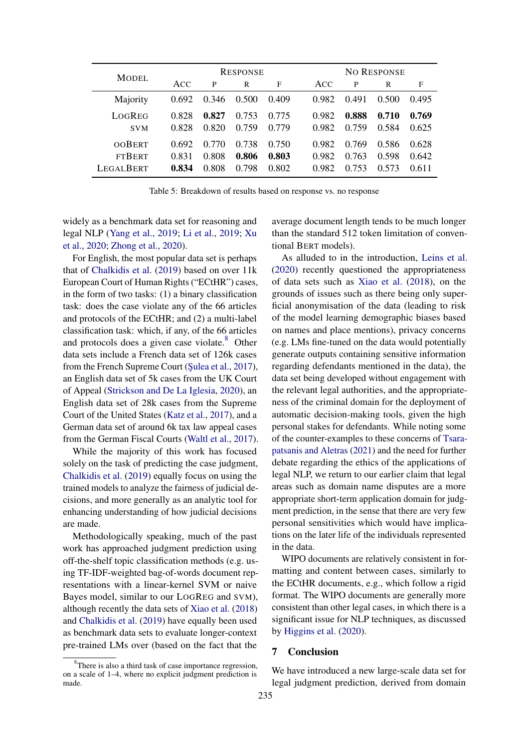| Model | Response | | | | No Response | | | |
|---|---|---|---|---|---|---|---|---|
| | Acc | P | R | F | Acc | P | R | F |
| Majority | 0.692 | 0.346 | 0.500 | 0.409 | 0.982 | 0.491 | 0.500 | 0.495 |
| LogReg | 0.828 | **0.827** | 0.753 | 0.775 | 0.982 | **0.888** | **0.710** | **0.769** |
| SVM | 0.828 | 0.820 | 0.759 | 0.779 | 0.982 | 0.759 | 0.584 | 0.625 |
| ooBERT | 0.692 | 0.770 | 0.738 | 0.750 | 0.982 | 0.769 | 0.586 | 0.628 |
| ftBERT | 0.831 | 0.808 | **0.806** | **0.803** | 0.982 | 0.763 | 0.598 | 0.642 |
| LegalBERT | **0.834** | 0.808 | 0.798 | 0.802 | 0.982 | 0.753 | 0.573 | 0.611 |

Table 5: Breakdown of results based on response vs. no response

widely as a benchmark data set for reasoning and legal NLP (Yang et al., 2019; Li et al., 2019; Xu et al., 2020; Zhong et al., 2020).

For English, the most popular data set is perhaps that of Chalkidis et al. (2019) based on over 11k European Court of Human Rights ("ECtHR") cases, in the form of two tasks: (1) a binary classification task: does the case violate any of the 66 articles and protocols of the ECtHR; and (2) a multi-label classification task: which, if any, of the 66 articles and protocols does a given case violate.[8] Other data sets include a French data set of 126k cases from the French Supreme Court (Şulea et al., 2017), an English data set of 5k cases from the UK Court of Appeal (Strickson and De La Iglesia, 2020), an English data set of 28k cases from the Supreme Court of the United States (Katz et al., 2017), and a German data set of around 6k tax law appeal cases from the German Fiscal Courts (Waltl et al., 2017).

While the majority of this work has focused solely on the task of predicting the case judgment, Chalkidis et al. (2019) equally focus on using the trained models to analyze the fairness of judicial decisions, and more generally as an analytic tool for enhancing understanding of how judicial decisions are made.

Methodologically speaking, much of the past work has approached judgment prediction using off-the-shelf topic classification methods (e.g. using TF-IDF-weighted bag-of-words document representations with a linear-kernel SVM or naive Bayes model, similar to our LogReg and SVM), although recently the data sets of Xiao et al. (2018) and Chalkidis et al. (2019) have equally been used as benchmark data sets to evaluate longer-context pre-trained LMs over (based on the fact that the average document length tends to be much longer than the standard 512 token limitation of conventional BERT models).

As alluded to in the introduction, Leins et al. (2020) recently questioned the appropriateness of data sets such as Xiao et al. (2018), on the grounds of issues such as there being only superficial anonymisation of the data (leading to risk of the model learning demographic biases based on names and place mentions), privacy concerns (e.g. LMs fine-tuned on the data would potentially generate outputs containing sensitive information regarding defendants mentioned in the data), the data set being developed without engagement with the relevant legal authorities, and the appropriateness of the criminal domain for the deployment of automatic decision-making tools, given the high personal stakes for defendants. While noting some of the counter-examples to these concerns of Tsarapatsanis and Aletras (2021) and the need for further debate regarding the ethics of the applications of legal NLP, we return to our earlier claim that legal areas such as domain name disputes are a more appropriate short-term application domain for judgment prediction, in the sense that there are very few personal sensitivities which would have implications on the later life of the individuals represented in the data.

WIPO documents are relatively consistent in formatting and content between cases, similarly to the ECtHR documents, e.g., which follow a rigid format. The WIPO documents are generally more consistent than other legal cases, in which there is a significant issue for NLP techniques, as discussed by Higgins et al. (2020).

## 7 Conclusion

We have introduced a new large-scale data set for legal judgment prediction, derived from domain

[8] There is also a third task of case importance regression, on a scale of 1–4, where no explicit judgment prediction is made.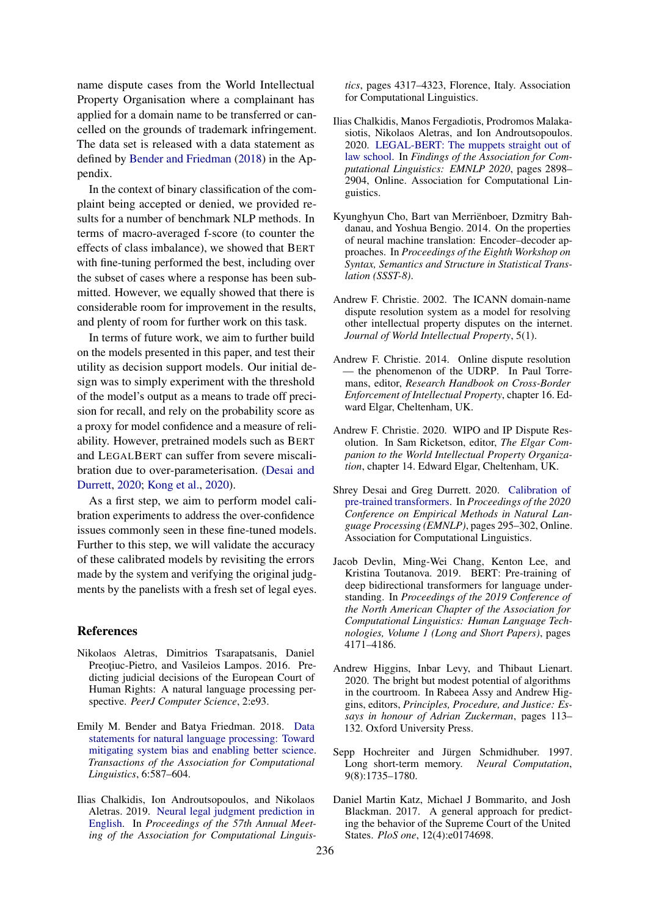name dispute cases from the World Intellectual Property Organisation where a complainant has applied for a domain name to be transferred or cancelled on the grounds of trademark infringement. The data set is released with a data statement as defined by Bender and Friedman (2018) in the Appendix.

In the context of binary classification of the complaint being accepted or denied, we provided results for a number of benchmark NLP methods. In terms of macro-averaged f-score (to counter the effects of class imbalance), we showed that BERT with fine-tuning performed the best, including over the subset of cases where a response has been submitted. However, we equally showed that there is considerable room for improvement in the results, and plenty of room for further work on this task.

In terms of future work, we aim to further build on the models presented in this paper, and test their utility as decision support models. Our initial design was to simply experiment with the threshold of the model's output as a means to trade off precision for recall, and rely on the probability score as a proxy for model confidence and a measure of reliability. However, pretrained models such as BERT and LEGALBERT can suffer from severe miscalibration due to over-parameterisation. (Desai and Durrett, 2020; Kong et al., 2020).

As a first step, we aim to perform model calibration experiments to address the over-confidence issues commonly seen in these fine-tuned models. Further to this step, we will validate the accuracy of these calibrated models by revisiting the errors made by the system and verifying the original judgments by the panelists with a fresh set of legal eyes.

## References

Nikolaos Aletras, Dimitrios Tsarapatsanis, Daniel Preoţiuc-Pietro, and Vasileios Lampos. 2016. Predicting judicial decisions of the European Court of Human Rights: A natural language processing perspective. *PeerJ Computer Science*, 2:e93.

Emily M. Bender and Batya Friedman. 2018. Data statements for natural language processing: Toward mitigating system bias and enabling better science. *Transactions of the Association for Computational Linguistics*, 6:587–604.

Ilias Chalkidis, Ion Androutsopoulos, and Nikolaos Aletras. 2019. Neural legal judgment prediction in English. In *Proceedings of the 57th Annual Meeting of the Association for Computational Linguistics*, pages 4317–4323, Florence, Italy. Association for Computational Linguistics.

Ilias Chalkidis, Manos Fergadiotis, Prodromos Malakasiotis, Nikolaos Aletras, and Ion Androutsopoulos. 2020. LEGAL-BERT: The muppets straight out of law school. In *Findings of the Association for Computational Linguistics: EMNLP 2020*, pages 2898–2904, Online. Association for Computational Linguistics.

Kyunghyun Cho, Bart van Merriënboer, Dzmitry Bahdanau, and Yoshua Bengio. 2014. On the properties of neural machine translation: Encoder–decoder approaches. In *Proceedings of the Eighth Workshop on Syntax, Semantics and Structure in Statistical Translation (SSST-8)*.

Andrew F. Christie. 2002. The ICANN domain-name dispute resolution system as a model for resolving other intellectual property disputes on the internet. *Journal of World Intellectual Property*, 5(1).

Andrew F. Christie. 2014. Online dispute resolution — the phenomenon of the UDRP. In Paul Torremans, editor, *Research Handbook on Cross-Border Enforcement of Intellectual Property*, chapter 16. Edward Elgar, Cheltenham, UK.

Andrew F. Christie. 2020. WIPO and IP Dispute Resolution. In Sam Ricketson, editor, *The Elgar Companion to the World Intellectual Property Organization*, chapter 14. Edward Elgar, Cheltenham, UK.

Shrey Desai and Greg Durrett. 2020. Calibration of pre-trained transformers. In *Proceedings of the 2020 Conference on Empirical Methods in Natural Language Processing (EMNLP)*, pages 295–302, Online. Association for Computational Linguistics.

Jacob Devlin, Ming-Wei Chang, Kenton Lee, and Kristina Toutanova. 2019. BERT: Pre-training of deep bidirectional transformers for language understanding. In *Proceedings of the 2019 Conference of the North American Chapter of the Association for Computational Linguistics: Human Language Technologies, Volume 1 (Long and Short Papers)*, pages 4171–4186.

Andrew Higgins, Inbar Levy, and Thibaut Lienart. 2020. The bright but modest potential of algorithms in the courtroom. In Rabeea Assy and Andrew Higgins, editors, *Principles, Procedure, and Justice: Essays in honour of Adrian Zuckerman*, pages 113–132. Oxford University Press.

Sepp Hochreiter and Jürgen Schmidhuber. 1997. Long short-term memory. *Neural Computation*, 9(8):1735–1780.

Daniel Martin Katz, Michael J Bommarito, and Josh Blackman. 2017. A general approach for predicting the behavior of the Supreme Court of the United States. *PloS one*, 12(4):e0174698.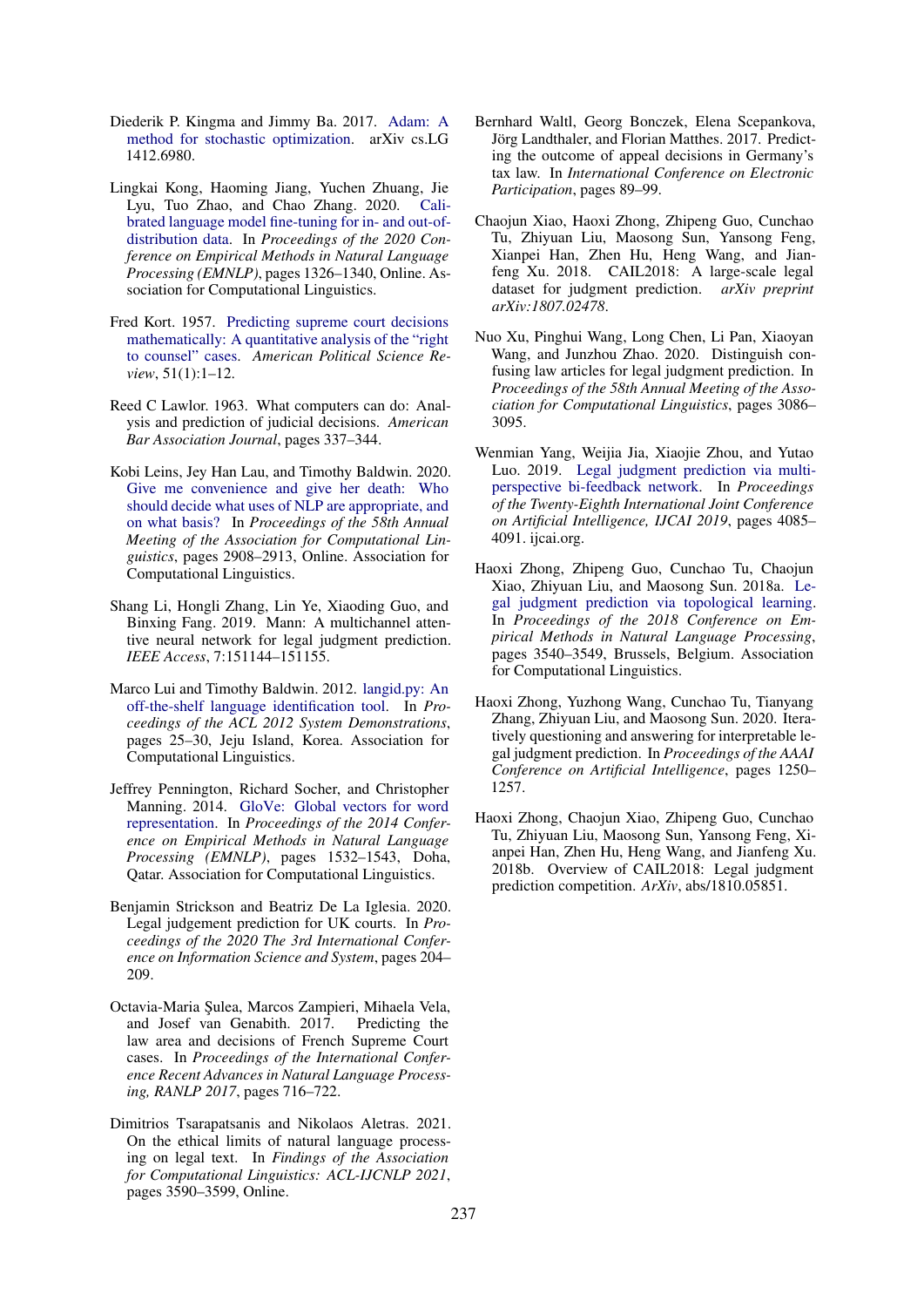Diederik P. Kingma and Jimmy Ba. 2017. Adam: A method for stochastic optimization. arXiv cs.LG 1412.6980.

Lingkai Kong, Haoming Jiang, Yuchen Zhuang, Jie Lyu, Tuo Zhao, and Chao Zhang. 2020. Calibrated language model fine-tuning for in- and out-of-distribution data. In *Proceedings of the 2020 Conference on Empirical Methods in Natural Language Processing (EMNLP)*, pages 1326–1340, Online. Association for Computational Linguistics.

Fred Kort. 1957. Predicting supreme court decisions mathematically: A quantitative analysis of the "right to counsel" cases. *American Political Science Review*, 51(1):1–12.

Reed C Lawlor. 1963. What computers can do: Analysis and prediction of judicial decisions. *American Bar Association Journal*, pages 337–344.

Kobi Leins, Jey Han Lau, and Timothy Baldwin. 2020. Give me convenience and give her death: Who should decide what uses of NLP are appropriate, and on what basis? In *Proceedings of the 58th Annual Meeting of the Association for Computational Linguistics*, pages 2908–2913, Online. Association for Computational Linguistics.

Shang Li, Hongli Zhang, Lin Ye, Xiaoding Guo, and Binxing Fang. 2019. Mann: A multichannel attentive neural network for legal judgment prediction. *IEEE Access*, 7:151144–151155.

Marco Lui and Timothy Baldwin. 2012. langid.py: An off-the-shelf language identification tool. In *Proceedings of the ACL 2012 System Demonstrations*, pages 25–30, Jeju Island, Korea. Association for Computational Linguistics.

Jeffrey Pennington, Richard Socher, and Christopher Manning. 2014. GloVe: Global vectors for word representation. In *Proceedings of the 2014 Conference on Empirical Methods in Natural Language Processing (EMNLP)*, pages 1532–1543, Doha, Qatar. Association for Computational Linguistics.

Benjamin Strickson and Beatriz De La Iglesia. 2020. Legal judgement prediction for UK courts. In *Proceedings of the 2020 The 3rd International Conference on Information Science and System*, pages 204–209.

Octavia-Maria Şulea, Marcos Zampieri, Mihaela Vela, and Josef van Genabith. 2017. Predicting the law area and decisions of French Supreme Court cases. In *Proceedings of the International Conference Recent Advances in Natural Language Processing, RANLP 2017*, pages 716–722.

Dimitrios Tsarapatsanis and Nikolaos Aletras. 2021. On the ethical limits of natural language processing on legal text. In *Findings of the Association for Computational Linguistics: ACL-IJCNLP 2021*, pages 3590–3599, Online.

Bernhard Waltl, Georg Bonczek, Elena Scepankova, Jörg Landthaler, and Florian Matthes. 2017. Predicting the outcome of appeal decisions in Germany's tax law. In *International Conference on Electronic Participation*, pages 89–99.

Chaojun Xiao, Haoxi Zhong, Zhipeng Guo, Cunchao Tu, Zhiyuan Liu, Maosong Sun, Yansong Feng, Xianpei Han, Zhen Hu, Heng Wang, and Jianfeng Xu. 2018. CAIL2018: A large-scale legal dataset for judgment prediction. *arXiv preprint arXiv:1807.02478*.

Nuo Xu, Pinghui Wang, Long Chen, Li Pan, Xiaoyan Wang, and Junzhou Zhao. 2020. Distinguish confusing law articles for legal judgment prediction. In *Proceedings of the 58th Annual Meeting of the Association for Computational Linguistics*, pages 3086–3095.

Wenmian Yang, Weijia Jia, Xiaojie Zhou, and Yutao Luo. 2019. Legal judgment prediction via multi-perspective bi-feedback network. In *Proceedings of the Twenty-Eighth International Joint Conference on Artificial Intelligence, IJCAI 2019*, pages 4085–4091. ijcai.org.

Haoxi Zhong, Zhipeng Guo, Cunchao Tu, Chaojun Xiao, Zhiyuan Liu, and Maosong Sun. 2018a. Legal judgment prediction via topological learning. In *Proceedings of the 2018 Conference on Empirical Methods in Natural Language Processing*, pages 3540–3549, Brussels, Belgium. Association for Computational Linguistics.

Haoxi Zhong, Yuzhong Wang, Cunchao Tu, Tianyang Zhang, Zhiyuan Liu, and Maosong Sun. 2020. Iteratively questioning and answering for interpretable legal judgment prediction. In *Proceedings of the AAAI Conference on Artificial Intelligence*, pages 1250–1257.

Haoxi Zhong, Chaojun Xiao, Zhipeng Guo, Cunchao Tu, Zhiyuan Liu, Maosong Sun, Yansong Feng, Xianpei Han, Zhen Hu, Heng Wang, and Jianfeng Xu. 2018b. Overview of CAIL2018: Legal judgment prediction competition. *ArXiv*, abs/1810.05851.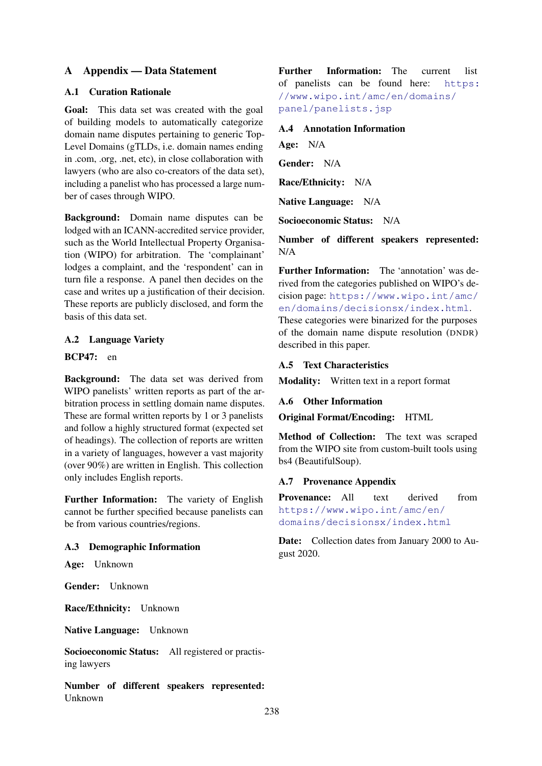# A Appendix — Data Statement

## A.1 Curation Rationale

**Goal:** This data set was created with the goal of building models to automatically categorize domain name disputes pertaining to generic Top-Level Domains (gTLDs, i.e. domain names ending in .com, .org, .net, etc), in close collaboration with lawyers (who are also co-creators of the data set), including a panelist who has processed a large number of cases through WIPO.

**Background:** Domain name disputes can be lodged with an ICANN-accredited service provider, such as the World Intellectual Property Organisation (WIPO) for arbitration. The 'complainant' lodges a complaint, and the 'respondent' can in turn file a response. A panel then decides on the case and writes up a justification of their decision. These reports are publicly disclosed, and form the basis of this data set.

## A.2 Language Variety

**BCP47:** en

**Background:** The data set was derived from WIPO panelists' written reports as part of the arbitration process in settling domain name disputes. These are formal written reports by 1 or 3 panelists and follow a highly structured format (expected set of headings). The collection of reports are written in a variety of languages, however a vast majority (over 90%) are written in English. This collection only includes English reports.

**Further Information:** The variety of English cannot be further specified because panelists can be from various countries/regions.

## A.3 Demographic Information

**Age:** Unknown

**Gender:** Unknown

**Race/Ethnicity:** Unknown

**Native Language:** Unknown

**Socioeconomic Status:** All registered or practising lawyers

**Number of different speakers represented:** Unknown

**Further Information:** The current list of panelists can be found here: https://www.wipo.int/amc/en/domains/panel/panelists.jsp

## A.4 Annotation Information

**Age:** N/A

**Gender:** N/A

**Race/Ethnicity:** N/A

**Native Language:** N/A

**Socioeconomic Status:** N/A

**Number of different speakers represented:** N/A

**Further Information:** The 'annotation' was derived from the categories published on WIPO's decision page: https://www.wipo.int/amc/en/domains/decisionsx/index.html. These categories were binarized for the purposes of the domain name dispute resolution (DNDR) described in this paper.

## A.5 Text Characteristics

**Modality:** Written text in a report format

## A.6 Other Information

**Original Format/Encoding:** HTML

**Method of Collection:** The text was scraped from the WIPO site from custom-built tools using bs4 (BeautifulSoup).

## A.7 Provenance Appendix

**Provenance:** All text derived from https://www.wipo.int/amc/en/domains/decisionsx/index.html

**Date:** Collection dates from January 2000 to August 2020.